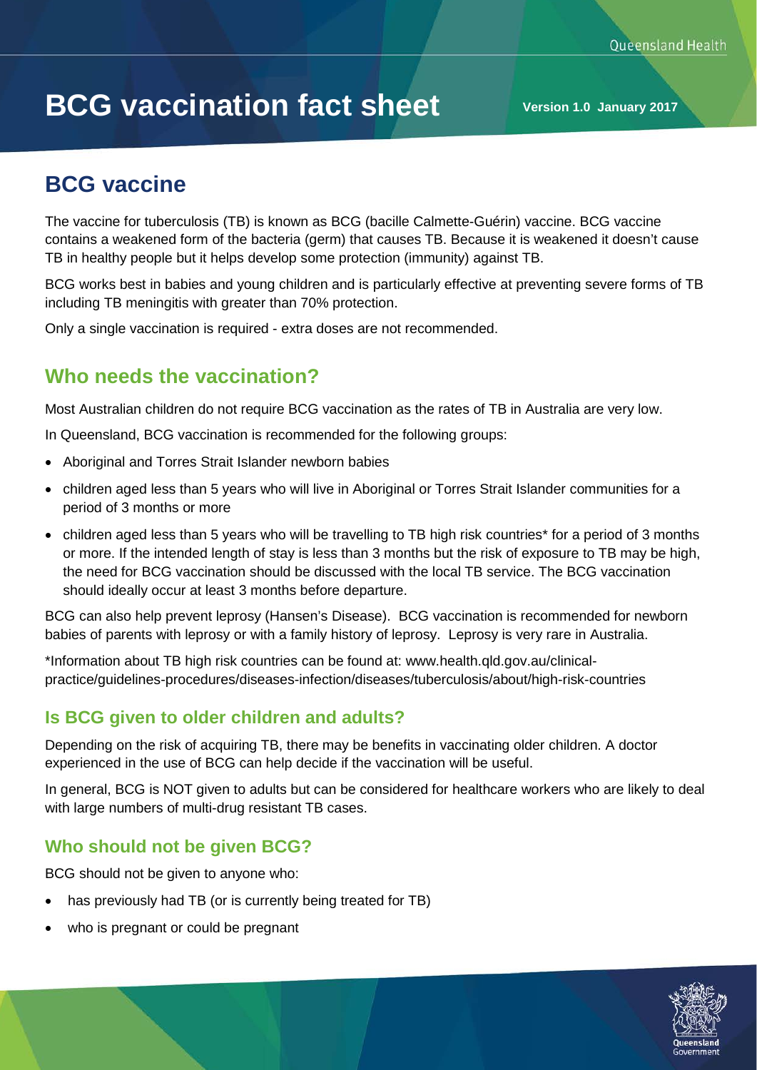# BCG vaccination fact sheet

**Version 1.0 January 2017**

## BCG vaccine

The vaccine for tuberculosis (TB) is known as BCG (bacille Calmette-Guérin) vaccine. BCG vaccine contains a weakened form of the bacteria (germ) that causes TB. Because it is weakened it doesn't cause TB in healthy people but it helps develop some protection (immunity) against TB.

BCG works best in babies and young children and is particularly effective at preventing severe forms of TB including TB meningitis with greater than 70% protection.

Only a single vaccination is required - extra doses are not recommended.

## Who needs the vaccination?

Most Australian children do not require BCG vaccination as the rates of TB in Australia are very low.

In Queensland, BCG vaccination is recommended for the following groups:

- Aboriginal and Torres Strait Islander newborn babies
- children aged less than 5 years who will live in Aboriginal or Torres Strait Islander communities for a period of 3 months or more
- children aged less than 5 years who will be travelling to TB high risk countries* for a period of 3 months or more. If the intended length of stay is less than 3 months but the risk of exposure to TB may be high, the need for BCG vaccination should be discussed with the local TB service. The BCG vaccination should ideally occur at least 3 months before departure.

BCG can also help prevent leprosy (Hansen's Disease). BCG vaccination is recommended for newborn babies of parents with leprosy or with a family history of leprosy. Leprosy is very rare in Australia.

*Information about TB high risk countries can be found at: www.health.qld.gov.au/clinical-practice/guidelines-procedures/diseases-infection/diseases/tuberculosis/about/high-risk-countries

### Is BCG given to older children and adults?

Depending on the risk of acquiring TB, there may be benefits in vaccinating older children. A doctor experienced in the use of BCG can help decide if the vaccination will be useful.

In general, BCG is NOT given to adults but can be considered for healthcare workers who are likely to deal with large numbers of multi-drug resistant TB cases.

### Who should not be given BCG?

BCG should not be given to anyone who:

- has previously had TB (or is currently being treated for TB)
- who is pregnant or could be pregnant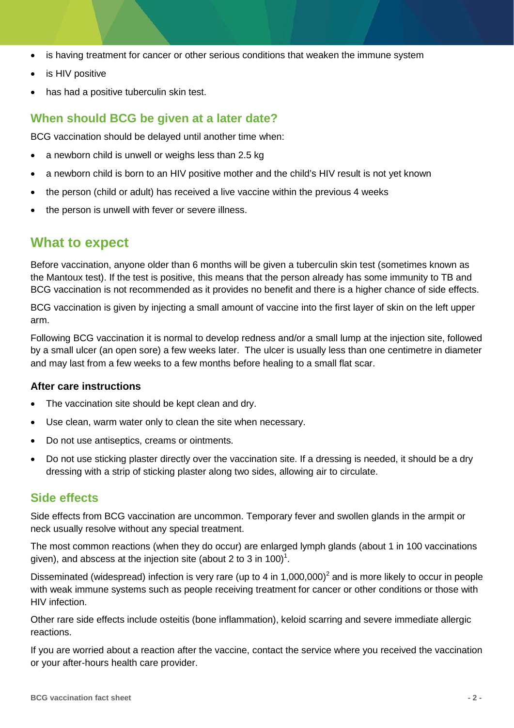- is having treatment for cancer or other serious conditions that weaken the immune system
- is HIV positive
- has had a positive tuberculin skin test.

### When should BCG be given at a later date?

BCG vaccination should be delayed until another time when:

- a newborn child is unwell or weighs less than 2.5 kg
- a newborn child is born to an HIV positive mother and the child's HIV result is not yet known
- the person (child or adult) has received a live vaccine within the previous 4 weeks
- the person is unwell with fever or severe illness.

## What to expect

Before vaccination, anyone older than 6 months will be given a tuberculin skin test (sometimes known as the Mantoux test). If the test is positive, this means that the person already has some immunity to TB and BCG vaccination is not recommended as it provides no benefit and there is a higher chance of side effects.

BCG vaccination is given by injecting a small amount of vaccine into the first layer of skin on the left upper arm.

Following BCG vaccination it is normal to develop redness and/or a small lump at the injection site, followed by a small ulcer (an open sore) a few weeks later. The ulcer is usually less than one centimetre in diameter and may last from a few weeks to a few months before healing to a small flat scar.

#### After care instructions

- The vaccination site should be kept clean and dry.
- Use clean, warm water only to clean the site when necessary.
- Do not use antiseptics, creams or ointments.
- Do not use sticking plaster directly over the vaccination site. If a dressing is needed, it should be a dry dressing with a strip of sticking plaster along two sides, allowing air to circulate.

### Side effects

Side effects from BCG vaccination are uncommon. Temporary fever and swollen glands in the armpit or neck usually resolve without any special treatment.

The most common reactions (when they do occur) are enlarged lymph glands (about 1 in 100 vaccinations given), and abscess at the injection site (about 2 to 3 in 100)[1].

Disseminated (widespread) infection is very rare (up to 4 in 1,000,000)[2] and is more likely to occur in people with weak immune systems such as people receiving treatment for cancer or other conditions or those with HIV infection.

Other rare side effects include osteitis (bone inflammation), keloid scarring and severe immediate allergic reactions.

If you are worried about a reaction after the vaccine, contact the service where you received the vaccination or your after-hours health care provider.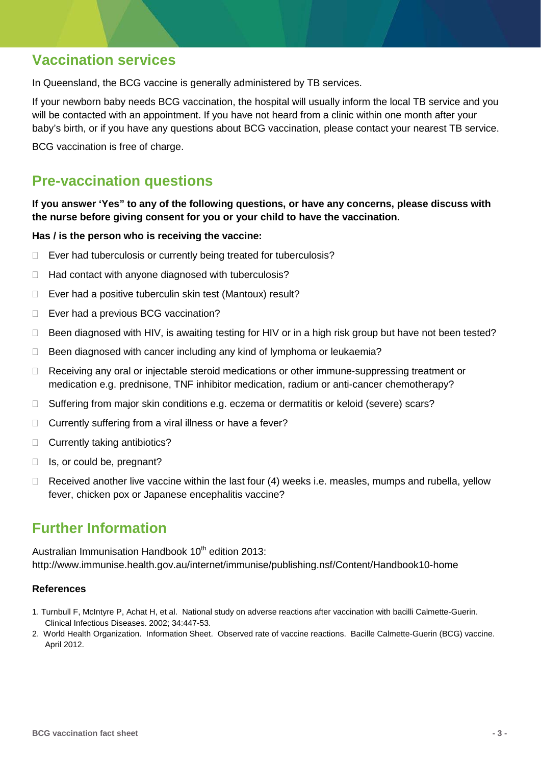## Vaccination services

In Queensland, the BCG vaccine is generally administered by TB services.

If your newborn baby needs BCG vaccination, the hospital will usually inform the local TB service and you will be contacted with an appointment. If you have not heard from a clinic within one month after your baby's birth, or if you have any questions about BCG vaccination, please contact your nearest TB service.

BCG vaccination is free of charge.

## Pre-vaccination questions

**If you answer 'Yes" to any of the following questions, or have any concerns, please discuss with the nurse before giving consent for you or your child to have the vaccination.**

**Has / is the person who is receiving the vaccine:**

- ☐ Ever had tuberculosis or currently being treated for tuberculosis?
- ☐ Had contact with anyone diagnosed with tuberculosis?
- ☐ Ever had a positive tuberculin skin test (Mantoux) result?
- ☐ Ever had a previous BCG vaccination?
- ☐ Been diagnosed with HIV, is awaiting testing for HIV or in a high risk group but have not been tested?
- ☐ Been diagnosed with cancer including any kind of lymphoma or leukaemia?
- ☐ Receiving any oral or injectable steroid medications or other immune-suppressing treatment or medication e.g. prednisone, TNF inhibitor medication, radium or anti-cancer chemotherapy?
- ☐ Suffering from major skin conditions e.g. eczema or dermatitis or keloid (severe) scars?
- ☐ Currently suffering from a viral illness or have a fever?
- ☐ Currently taking antibiotics?
- ☐ Is, or could be, pregnant?
- ☐ Received another live vaccine within the last four (4) weeks i.e. measles, mumps and rubella, yellow fever, chicken pox or Japanese encephalitis vaccine?

## Further Information

Australian Immunisation Handbook 10th edition 2013:
http://www.immunise.health.gov.au/internet/immunise/publishing.nsf/Content/Handbook10-home

### References

1. Turnbull F, McIntyre P, Achat H, et al. National study on adverse reactions after vaccination with bacilli Calmette-Guerin. Clinical Infectious Diseases. 2002; 34:447-53.
2. World Health Organization. Information Sheet. Observed rate of vaccine reactions. Bacille Calmette-Guerin (BCG) vaccine. April 2012.